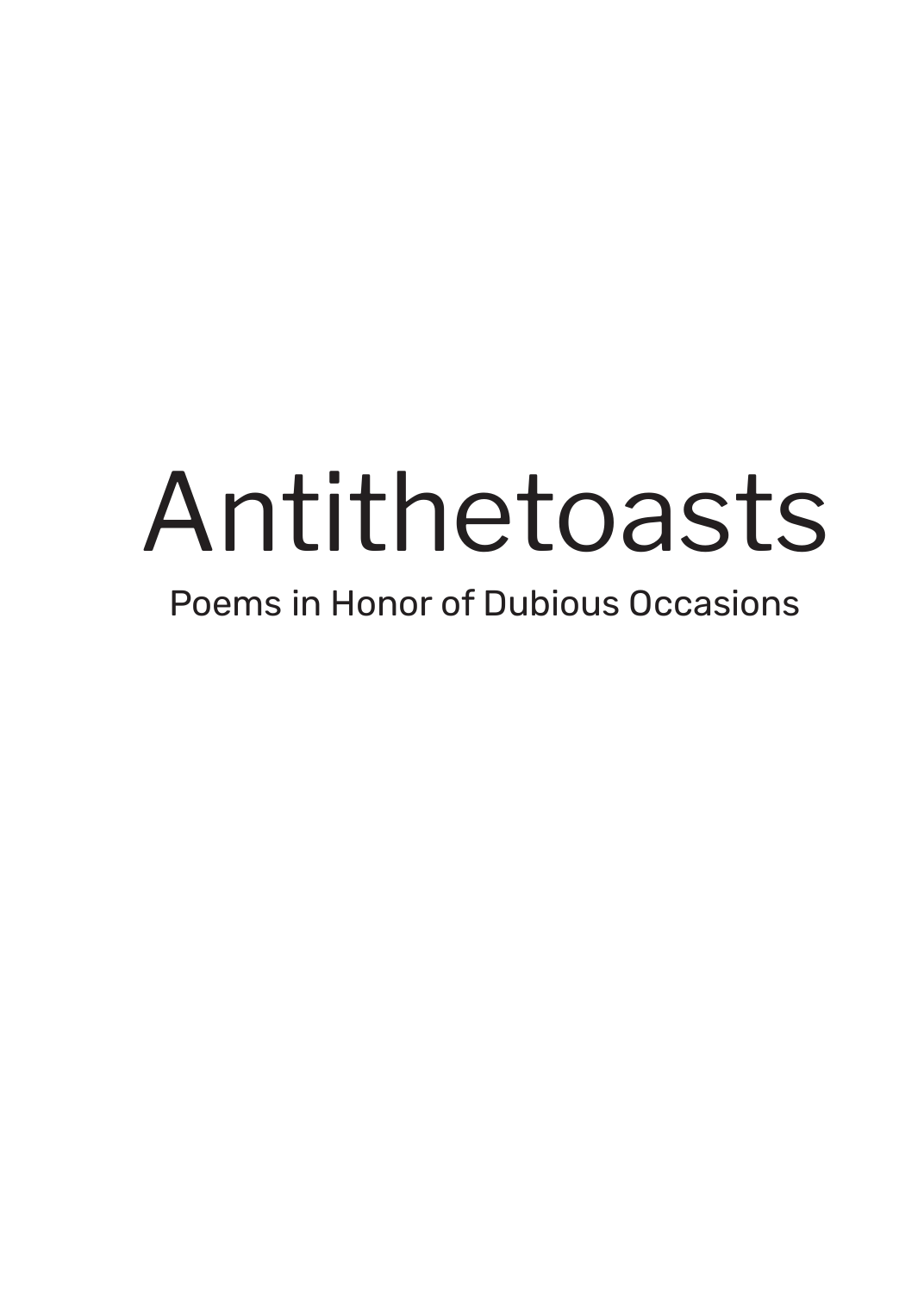# Antithetoasts

Poems in Honor of Dubious Occasions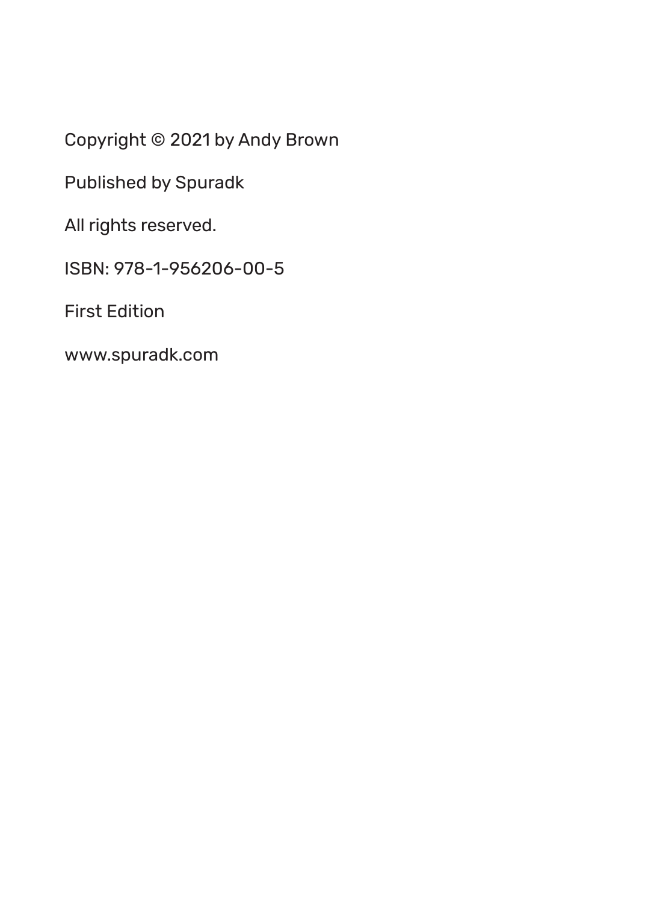Copyright © 2021 by Andy Brown

Published by Spuradk

All rights reserved.

ISBN: 978-1-956206-00-5

First Edition

www.spuradk.com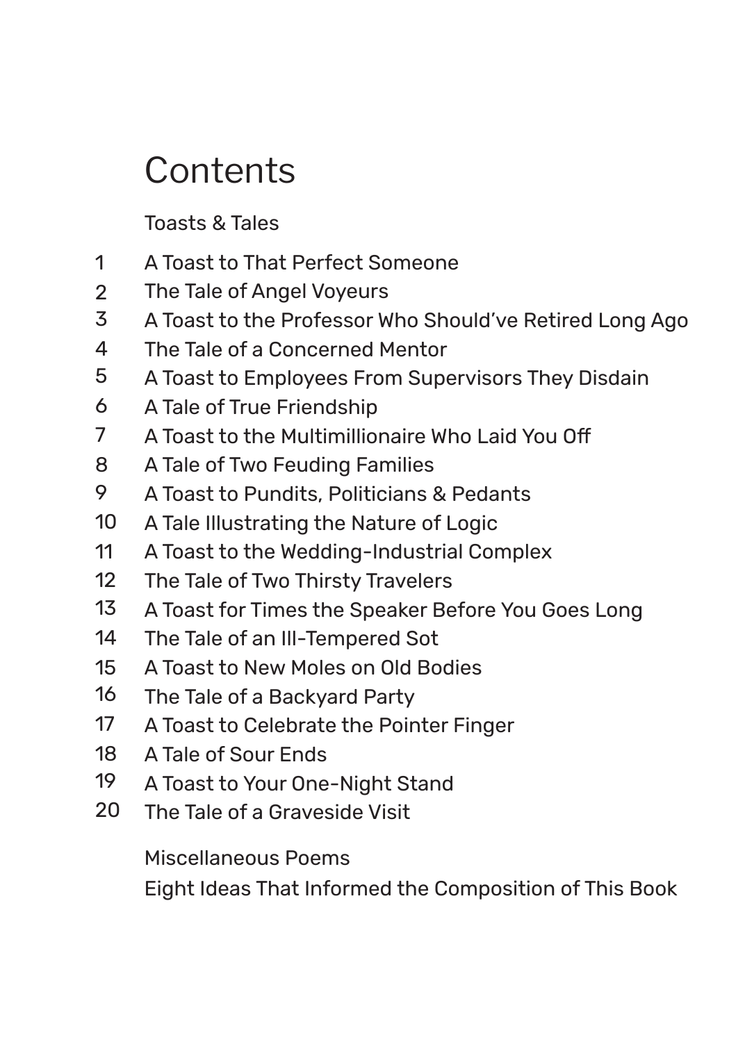# Contents

Toasts & Tales

1. A Toast to That Perfect Someone
2. The Tale of Angel Voyeurs
3. A Toast to the Professor Who Should've Retired Long Ago
4. The Tale of a Concerned Mentor
5. A Toast to Employees From Supervisors They Disdain
6. A Tale of True Friendship
7. A Toast to the Multimillionaire Who Laid You Off
8. A Tale of Two Feuding Families
9. A Toast to Pundits, Politicians & Pedants
10. A Tale Illustrating the Nature of Logic
11. A Toast to the Wedding-Industrial Complex
12. The Tale of Two Thirsty Travelers
13. A Toast for Times the Speaker Before You Goes Long
14. The Tale of an Ill-Tempered Sot
15. A Toast to New Moles on Old Bodies
16. The Tale of a Backyard Party
17. A Toast to Celebrate the Pointer Finger
18. A Tale of Sour Ends
19. A Toast to Your One-Night Stand
20. The Tale of a Graveside Visit

Miscellaneous Poems

Eight Ideas That Informed the Composition of This Book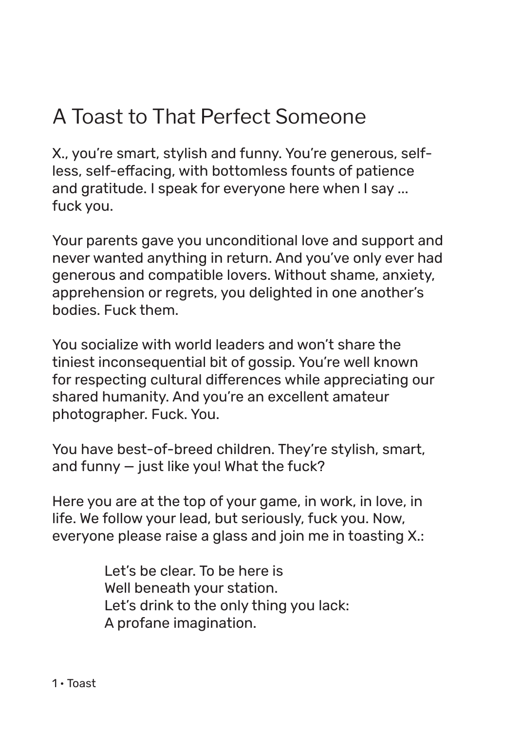# A Toast to That Perfect Someone

X., you're smart, stylish and funny. You're generous, self-less, self-effacing, with bottomless founts of patience and gratitude. I speak for everyone here when I say … fuck you.

Your parents gave you unconditional love and support and never wanted anything in return. And you've only ever had generous and compatible lovers. Without shame, anxiety, apprehension or regrets, you delighted in one another's bodies. Fuck them.

You socialize with world leaders and won't share the tiniest inconsequential bit of gossip. You're well known for respecting cultural differences while appreciating our shared humanity. And you're an excellent amateur photographer. Fuck. You.

You have best-of-breed children. They're stylish, smart, and funny — just like you! What the fuck?

Here you are at the top of your game, in work, in love, in life. We follow your lead, but seriously, fuck you. Now, everyone please raise a glass and join me in toasting X.:

> Let's be clear. To be here is
> Well beneath your station.
> Let's drink to the only thing you lack:
> A profane imagination.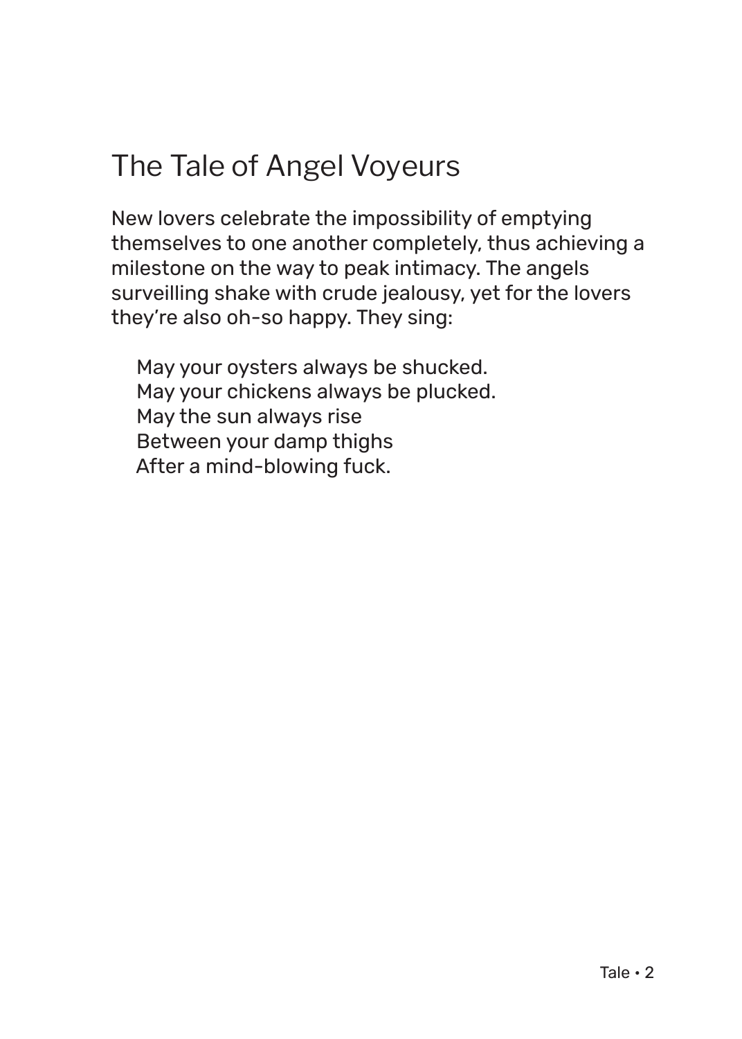# The Tale of Angel Voyeurs

New lovers celebrate the impossibility of emptying themselves to one another completely, thus achieving a milestone on the way to peak intimacy. The angels surveilling shake with crude jealousy, yet for the lovers they're also oh-so happy. They sing:

> May your oysters always be shucked.
> May your chickens always be plucked.
> May the sun always rise
> Between your damp thighs
> After a mind-blowing fuck.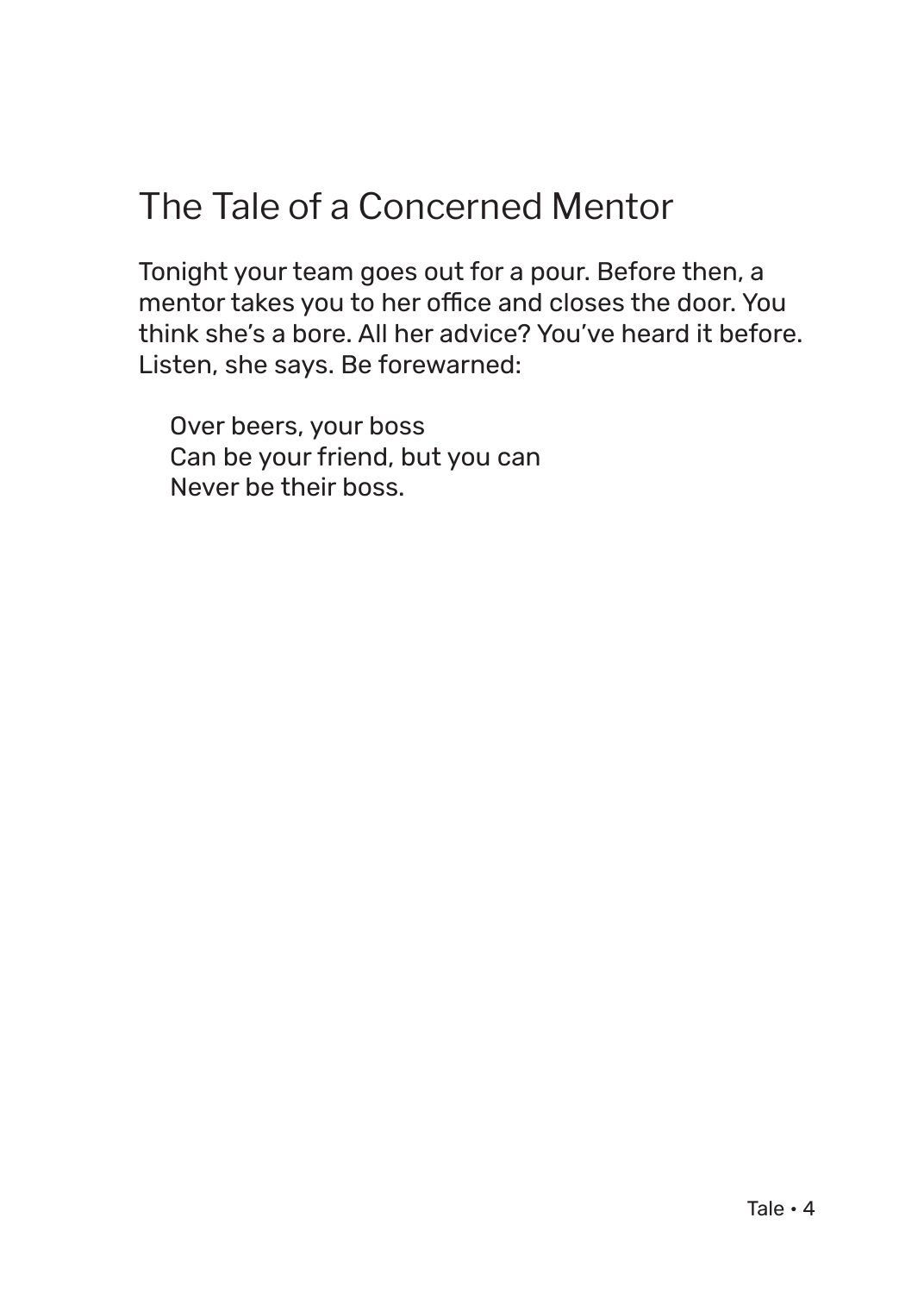# The Tale of a Concerned Mentor

Tonight your team goes out for a pour. Before then, a mentor takes you to her office and closes the door. You think she's a bore. All her advice? You've heard it before. Listen, she says. Be forewarned:

> Over beers, your boss  
> Can be your friend, but you can  
> Never be their boss.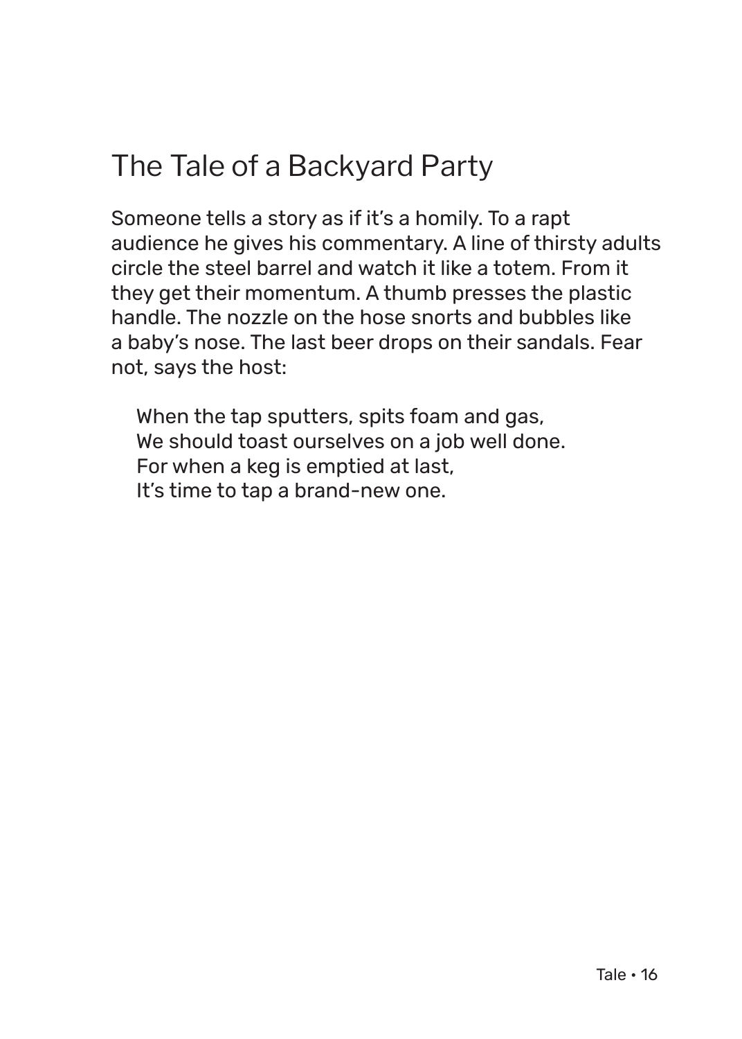# The Tale of a Backyard Party

Someone tells a story as if it's a homily. To a rapt audience he gives his commentary. A line of thirsty adults circle the steel barrel and watch it like a totem. From it they get their momentum. A thumb presses the plastic handle. The nozzle on the hose snorts and bubbles like a baby's nose. The last beer drops on their sandals. Fear not, says the host:

> When the tap sputters, spits foam and gas,
> We should toast ourselves on a job well done.
> For when a keg is emptied at last,
> It's time to tap a brand-new one.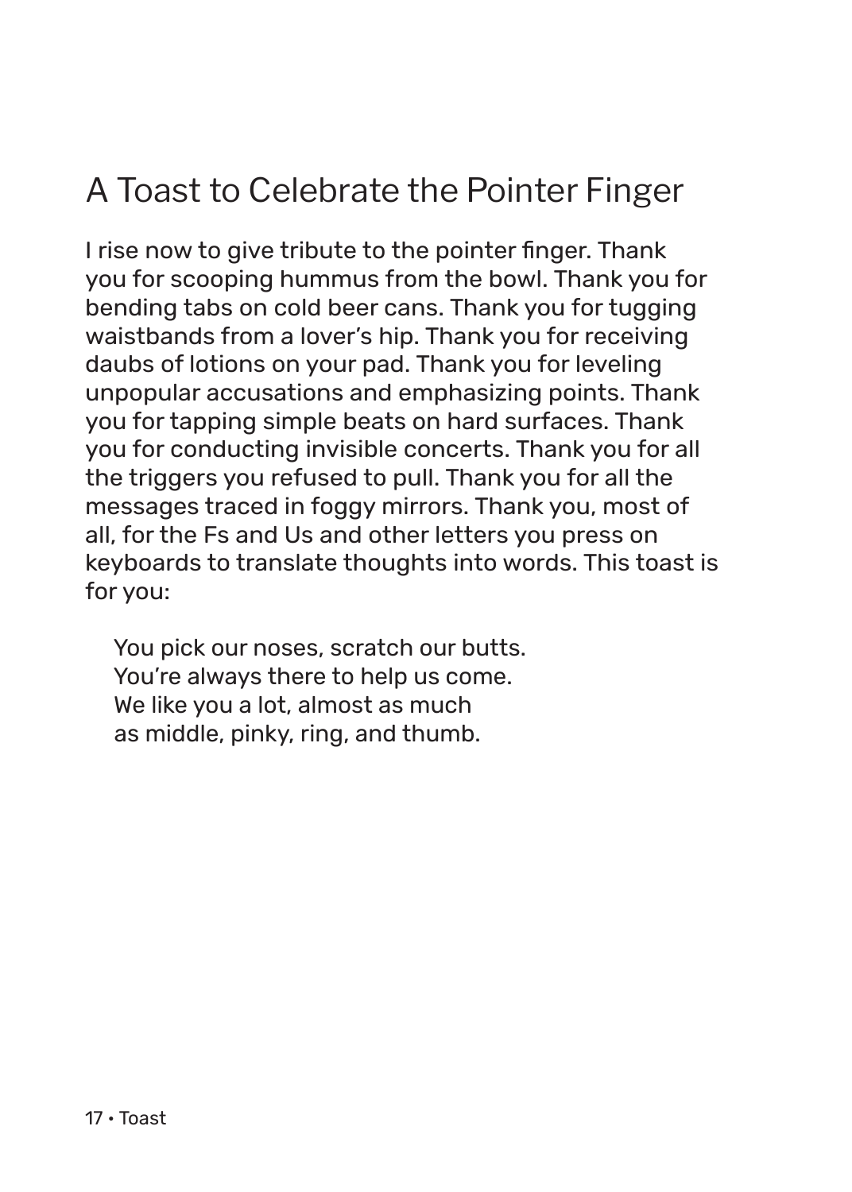# A Toast to Celebrate the Pointer Finger

I rise now to give tribute to the pointer finger. Thank you for scooping hummus from the bowl. Thank you for bending tabs on cold beer cans. Thank you for tugging waistbands from a lover's hip. Thank you for receiving daubs of lotions on your pad. Thank you for leveling unpopular accusations and emphasizing points. Thank you for tapping simple beats on hard surfaces. Thank you for conducting invisible concerts. Thank you for all the triggers you refused to pull. Thank you for all the messages traced in foggy mirrors. Thank you, most of all, for the Fs and Us and other letters you press on keyboards to translate thoughts into words. This toast is for you:

> You pick our noses, scratch our butts.  
> You're always there to help us come.  
> We like you a lot, almost as much  
> as middle, pinky, ring, and thumb.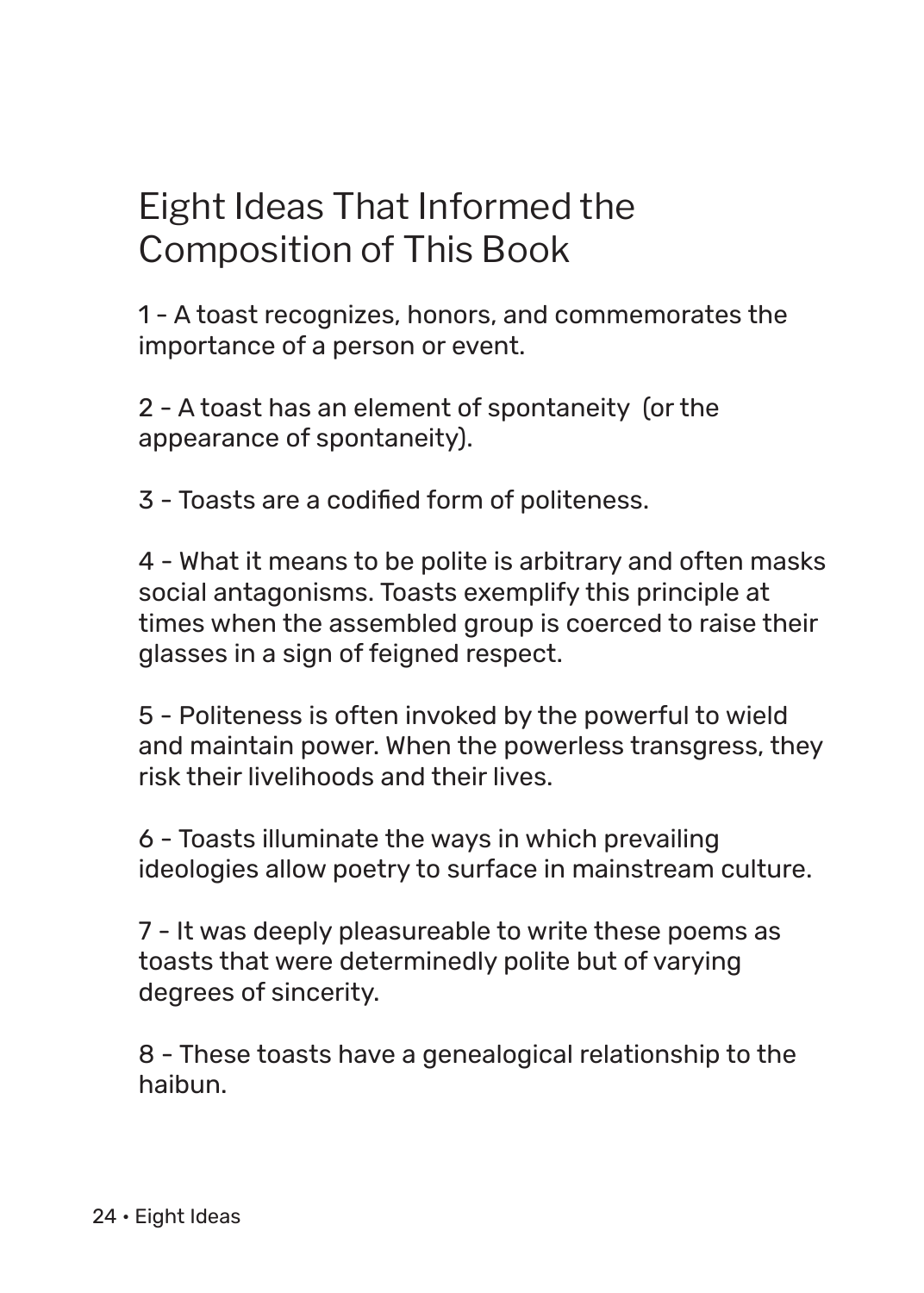# Eight Ideas That Informed the Composition of This Book

1 - A toast recognizes, honors, and commemorates the importance of a person or event.

2 - A toast has an element of spontaneity (or the appearance of spontaneity).

3 - Toasts are a codified form of politeness.

4 - What it means to be polite is arbitrary and often masks social antagonisms. Toasts exemplify this principle at times when the assembled group is coerced to raise their glasses in a sign of feigned respect.

5 - Politeness is often invoked by the powerful to wield and maintain power. When the powerless transgress, they risk their livelihoods and their lives.

6 - Toasts illuminate the ways in which prevailing ideologies allow poetry to surface in mainstream culture.

7 - It was deeply pleasureable to write these poems as toasts that were determinedly polite but of varying degrees of sincerity.

8 - These toasts have a genealogical relationship to the haibun.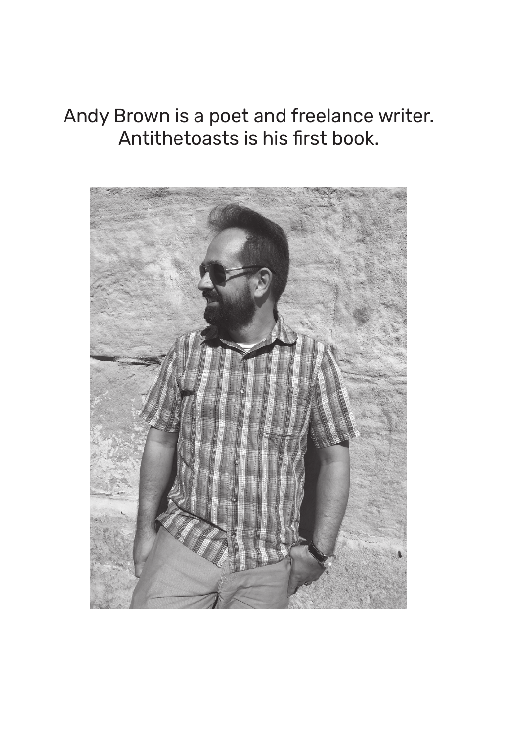Andy Brown is a poet and freelance writer.
Antithetoasts is his first book.